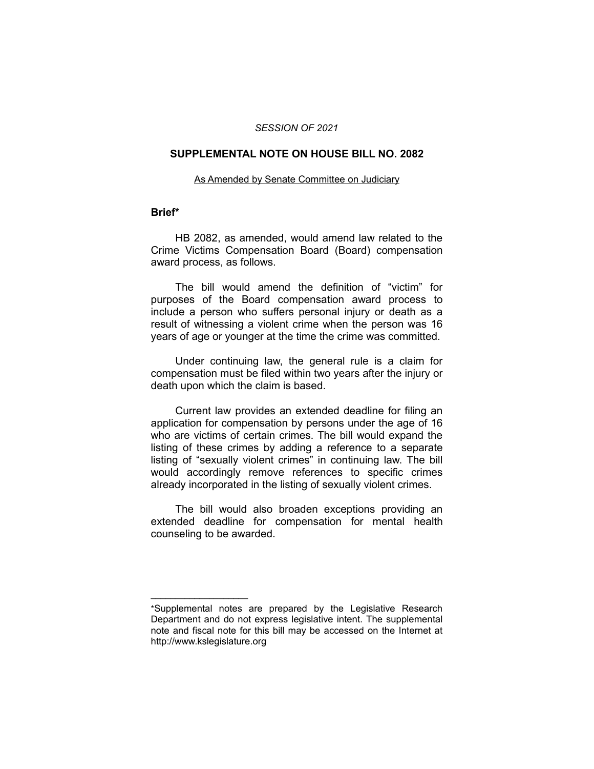*SESSION OF 2021*

# SUPPLEMENTAL NOTE ON HOUSE BILL NO. 2082

As Amended by Senate Committee on Judiciary

## Brief*

HB 2082, as amended, would amend law related to the Crime Victims Compensation Board (Board) compensation award process, as follows.

The bill would amend the definition of "victim" for purposes of the Board compensation award process to include a person who suffers personal injury or death as a result of witnessing a violent crime when the person was 16 years of age or younger at the time the crime was committed.

Under continuing law, the general rule is a claim for compensation must be filed within two years after the injury or death upon which the claim is based.

Current law provides an extended deadline for filing an application for compensation by persons under the age of 16 who are victims of certain crimes. The bill would expand the listing of these crimes by adding a reference to a separate listing of "sexually violent crimes" in continuing law. The bill would accordingly remove references to specific crimes already incorporated in the listing of sexually violent crimes.

The bill would also broaden exceptions providing an extended deadline for compensation for mental health counseling to be awarded.

---

*Supplemental notes are prepared by the Legislative Research Department and do not express legislative intent. The supplemental note and fiscal note for this bill may be accessed on the Internet at http://www.kslegislature.org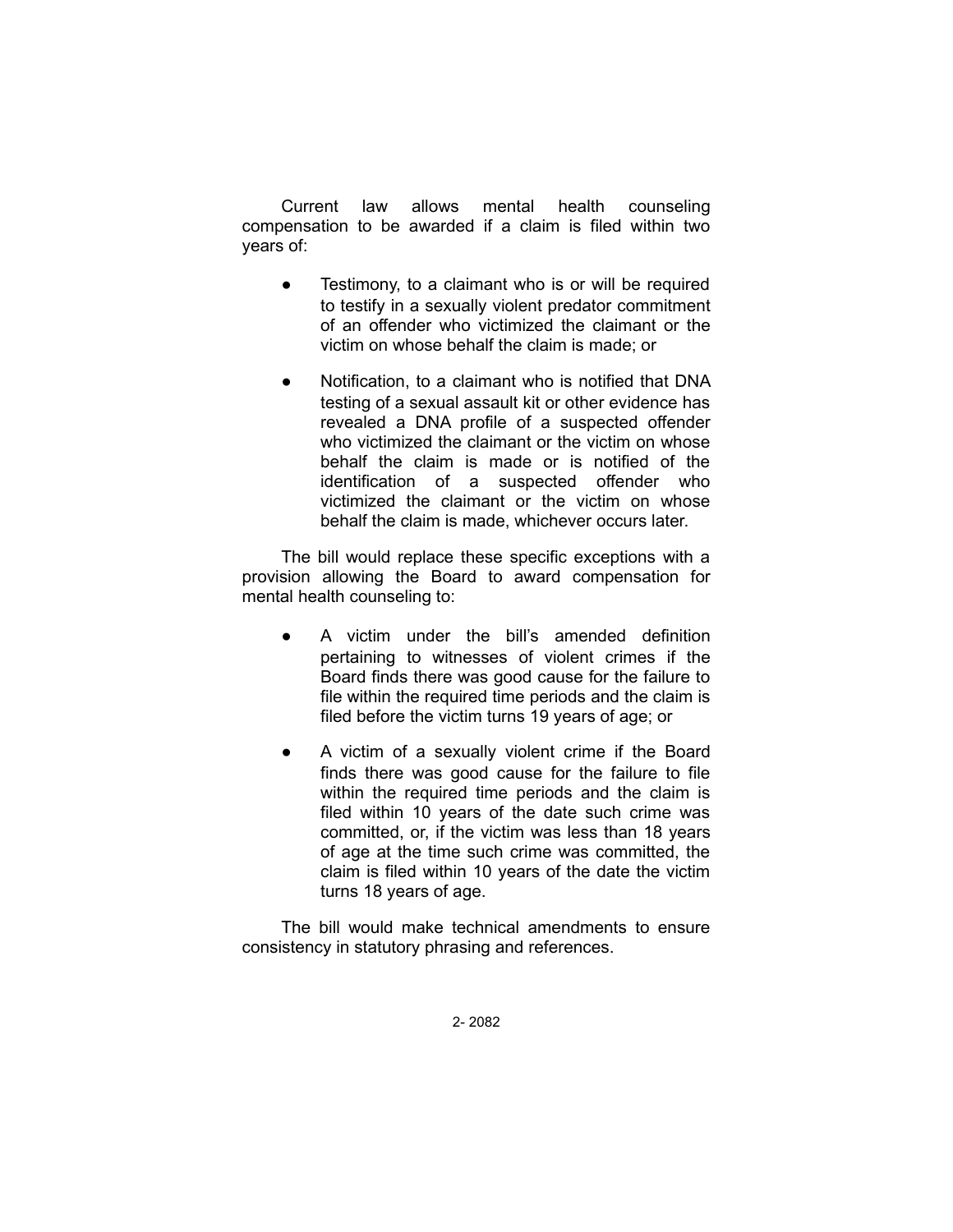Current law allows mental health counseling compensation to be awarded if a claim is filed within two years of:

- Testimony, to a claimant who is or will be required to testify in a sexually violent predator commitment of an offender who victimized the claimant or the victim on whose behalf the claim is made; or
- Notification, to a claimant who is notified that DNA testing of a sexual assault kit or other evidence has revealed a DNA profile of a suspected offender who victimized the claimant or the victim on whose behalf the claim is made or is notified of the identification of a suspected offender who victimized the claimant or the victim on whose behalf the claim is made, whichever occurs later.

The bill would replace these specific exceptions with a provision allowing the Board to award compensation for mental health counseling to:

- A victim under the bill's amended definition pertaining to witnesses of violent crimes if the Board finds there was good cause for the failure to file within the required time periods and the claim is filed before the victim turns 19 years of age; or
- A victim of a sexually violent crime if the Board finds there was good cause for the failure to file within the required time periods and the claim is filed within 10 years of the date such crime was committed, or, if the victim was less than 18 years of age at the time such crime was committed, the claim is filed within 10 years of the date the victim turns 18 years of age.

The bill would make technical amendments to ensure consistency in statutory phrasing and references.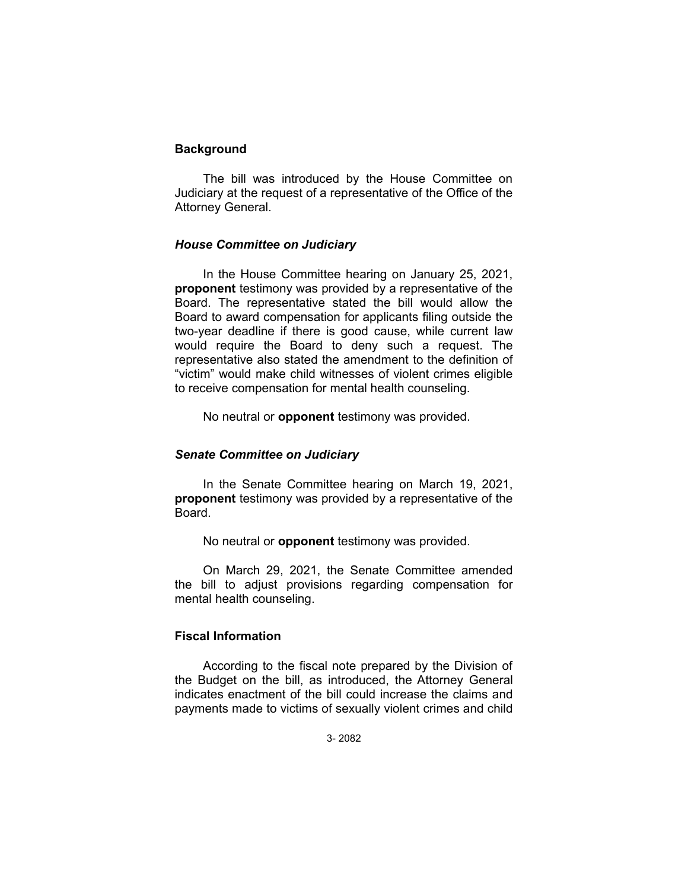## Background

The bill was introduced by the House Committee on Judiciary at the request of a representative of the Office of the Attorney General.

### *House Committee on Judiciary*

In the House Committee hearing on January 25, 2021, **proponent** testimony was provided by a representative of the Board. The representative stated the bill would allow the Board to award compensation for applicants filing outside the two-year deadline if there is good cause, while current law would require the Board to deny such a request. The representative also stated the amendment to the definition of "victim" would make child witnesses of violent crimes eligible to receive compensation for mental health counseling.

No neutral or **opponent** testimony was provided.

### *Senate Committee on Judiciary*

In the Senate Committee hearing on March 19, 2021, **proponent** testimony was provided by a representative of the Board.

No neutral or **opponent** testimony was provided.

On March 29, 2021, the Senate Committee amended the bill to adjust provisions regarding compensation for mental health counseling.

## Fiscal Information

According to the fiscal note prepared by the Division of the Budget on the bill, as introduced, the Attorney General indicates enactment of the bill could increase the claims and payments made to victims of sexually violent crimes and child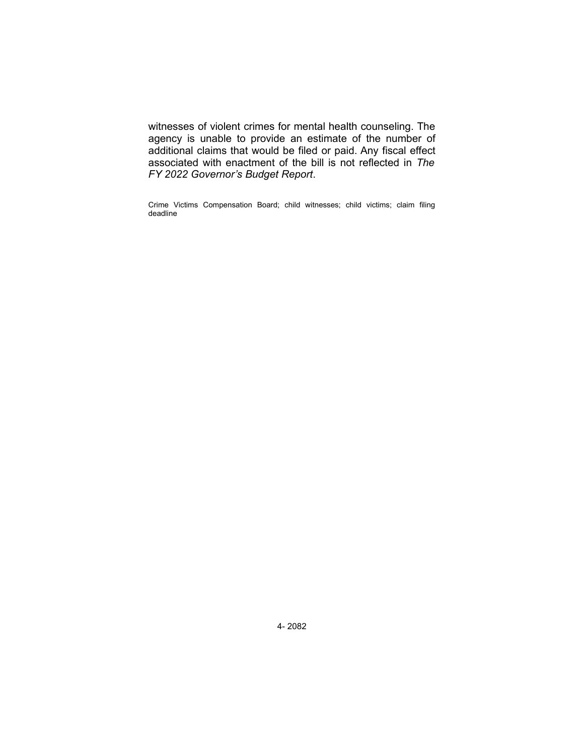witnesses of violent crimes for mental health counseling. The agency is unable to provide an estimate of the number of additional claims that would be filed or paid. Any fiscal effect associated with enactment of the bill is not reflected in *The FY 2022 Governor's Budget Report*.

Crime Victims Compensation Board; child witnesses; child victims; claim filing deadline